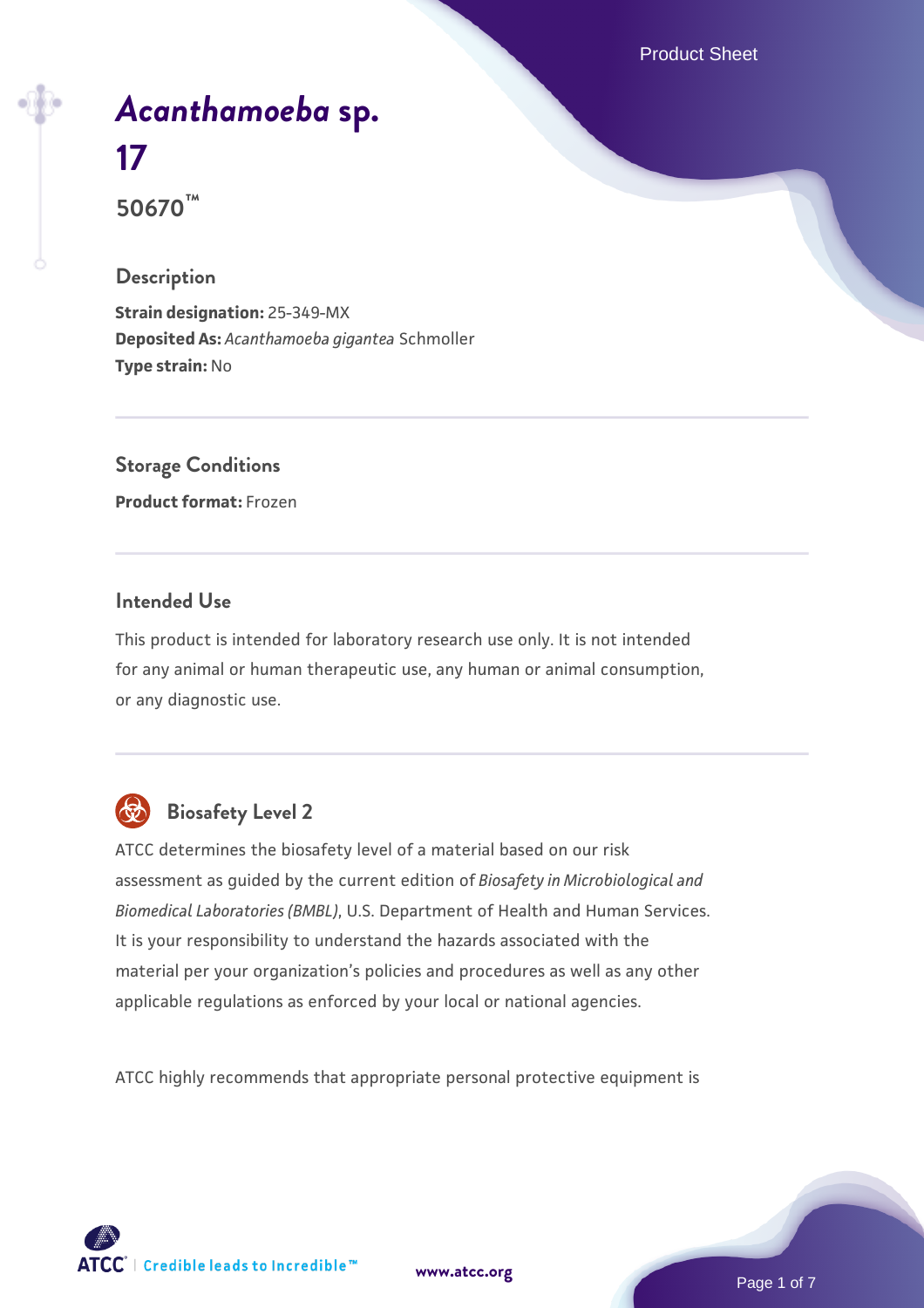# *Acanthamoeba* sp. 17

**50670™**

## Description

**Strain designation:** 25-349-MX
**Deposited As:** *Acanthamoeba gigantea* Schmoller
**Type strain:** No

## Storage Conditions

**Product format:** Frozen

## Intended Use

This product is intended for laboratory research use only. It is not intended for any animal or human therapeutic use, any human or animal consumption, or any diagnostic use.

## Biosafety Level 2

ATCC determines the biosafety level of a material based on our risk assessment as guided by the current edition of *Biosafety in Microbiological and Biomedical Laboratories (BMBL)*, U.S. Department of Health and Human Services. It is your responsibility to understand the hazards associated with the material per your organization's policies and procedures as well as any other applicable regulations as enforced by your local or national agencies.

ATCC highly recommends that appropriate personal protective equipment is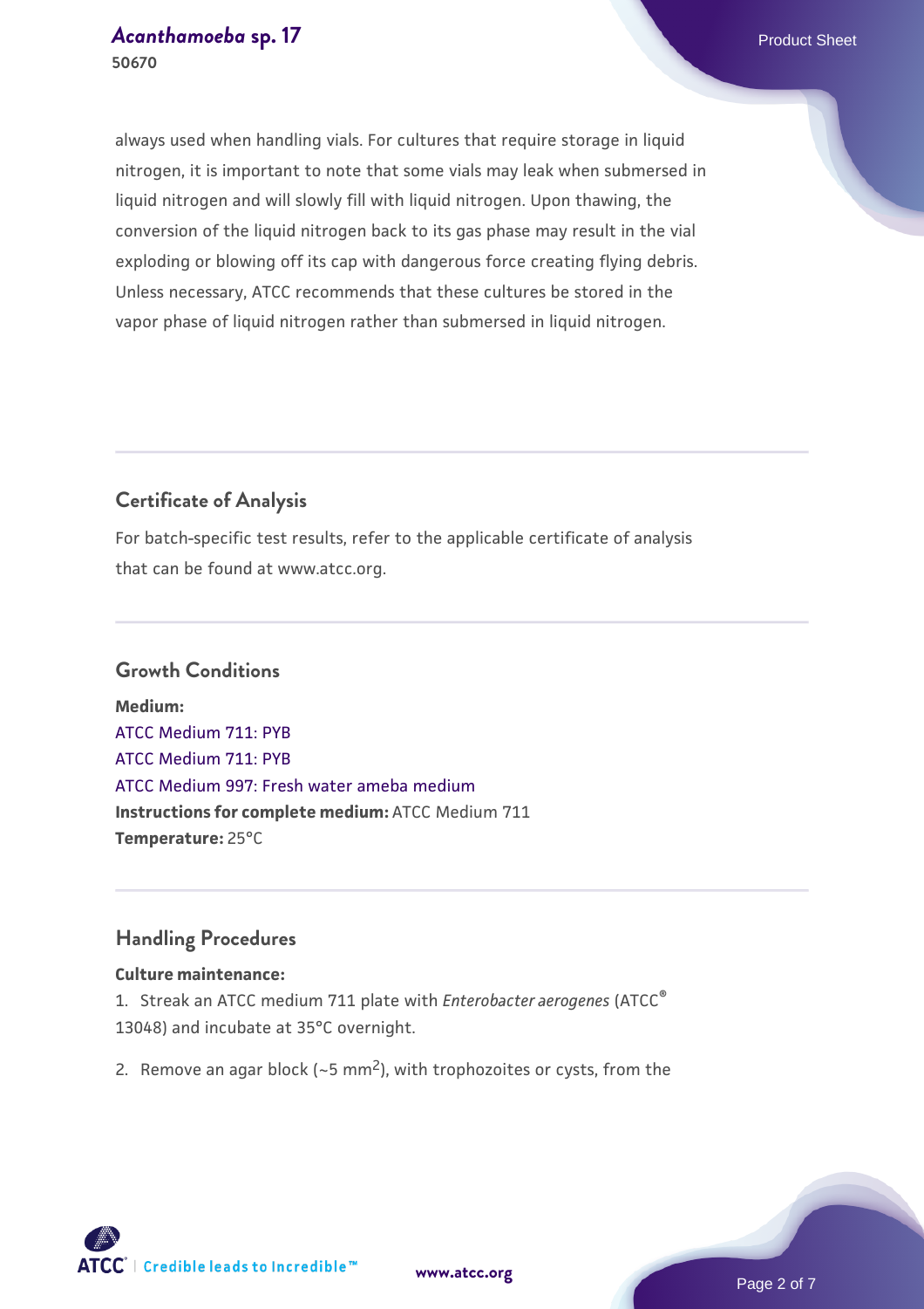always used when handling vials. For cultures that require storage in liquid nitrogen, it is important to note that some vials may leak when submersed in liquid nitrogen and will slowly fill with liquid nitrogen. Upon thawing, the conversion of the liquid nitrogen back to its gas phase may result in the vial exploding or blowing off its cap with dangerous force creating flying debris. Unless necessary, ATCC recommends that these cultures be stored in the vapor phase of liquid nitrogen rather than submersed in liquid nitrogen.

## Certificate of Analysis

For batch-specific test results, refer to the applicable certificate of analysis that can be found at www.atcc.org.

## Growth Conditions

**Medium:**
ATCC Medium 711: PYB
ATCC Medium 711: PYB
ATCC Medium 997: Fresh water ameba medium
**Instructions for complete medium:** ATCC Medium 711
**Temperature:** 25°C

## Handling Procedures

**Culture maintenance:**

1. Streak an ATCC medium 711 plate with *Enterobacter aerogenes* (ATCC® 13048) and incubate at 35°C overnight.
2. Remove an agar block (~5 mm$^2$), with trophozoites or cysts, from the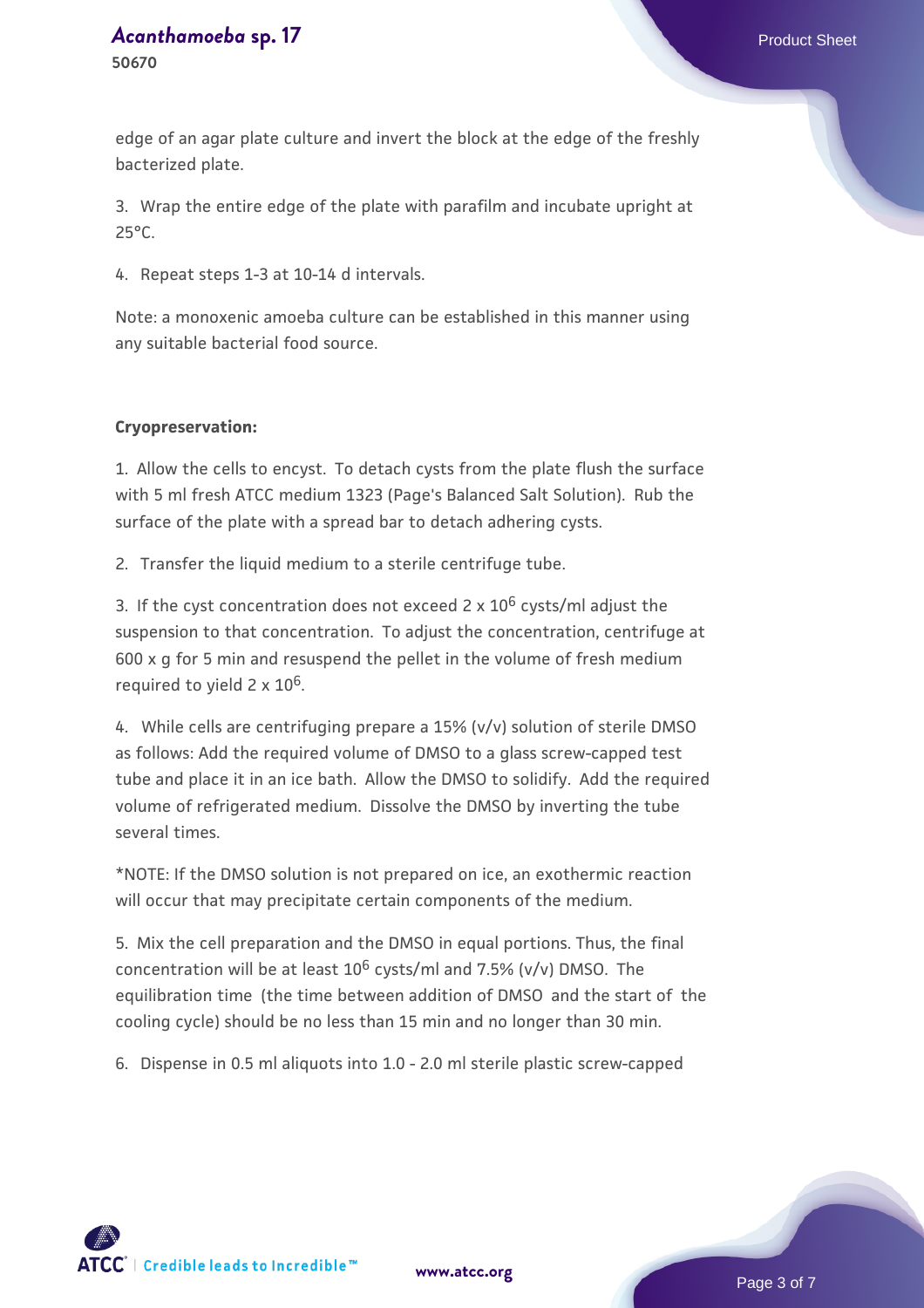edge of an agar plate culture and invert the block at the edge of the freshly bacterized plate.

3. Wrap the entire edge of the plate with parafilm and incubate upright at 25°C.

4. Repeat steps 1-3 at 10-14 d intervals.

Note: a monoxenic amoeba culture can be established in this manner using any suitable bacterial food source.

**Cryopreservation:**

1. Allow the cells to encyst. To detach cysts from the plate flush the surface with 5 ml fresh ATCC medium 1323 (Page's Balanced Salt Solution). Rub the surface of the plate with a spread bar to detach adhering cysts.

2. Transfer the liquid medium to a sterile centrifuge tube.

3. If the cyst concentration does not exceed 2 x $10^6$ cysts/ml adjust the suspension to that concentration. To adjust the concentration, centrifuge at 600 x g for 5 min and resuspend the pellet in the volume of fresh medium required to yield 2 x $10^6$.

4. While cells are centrifuging prepare a 15% (v/v) solution of sterile DMSO as follows: Add the required volume of DMSO to a glass screw-capped test tube and place it in an ice bath. Allow the DMSO to solidify. Add the required volume of refrigerated medium. Dissolve the DMSO by inverting the tube several times.

*NOTE: If the DMSO solution is not prepared on ice, an exothermic reaction will occur that may precipitate certain components of the medium.

5. Mix the cell preparation and the DMSO in equal portions. Thus, the final concentration will be at least $10^6$ cysts/ml and 7.5% (v/v) DMSO. The equilibration time (the time between addition of DMSO and the start of the cooling cycle) should be no less than 15 min and no longer than 30 min.

6. Dispense in 0.5 ml aliquots into 1.0 - 2.0 ml sterile plastic screw-capped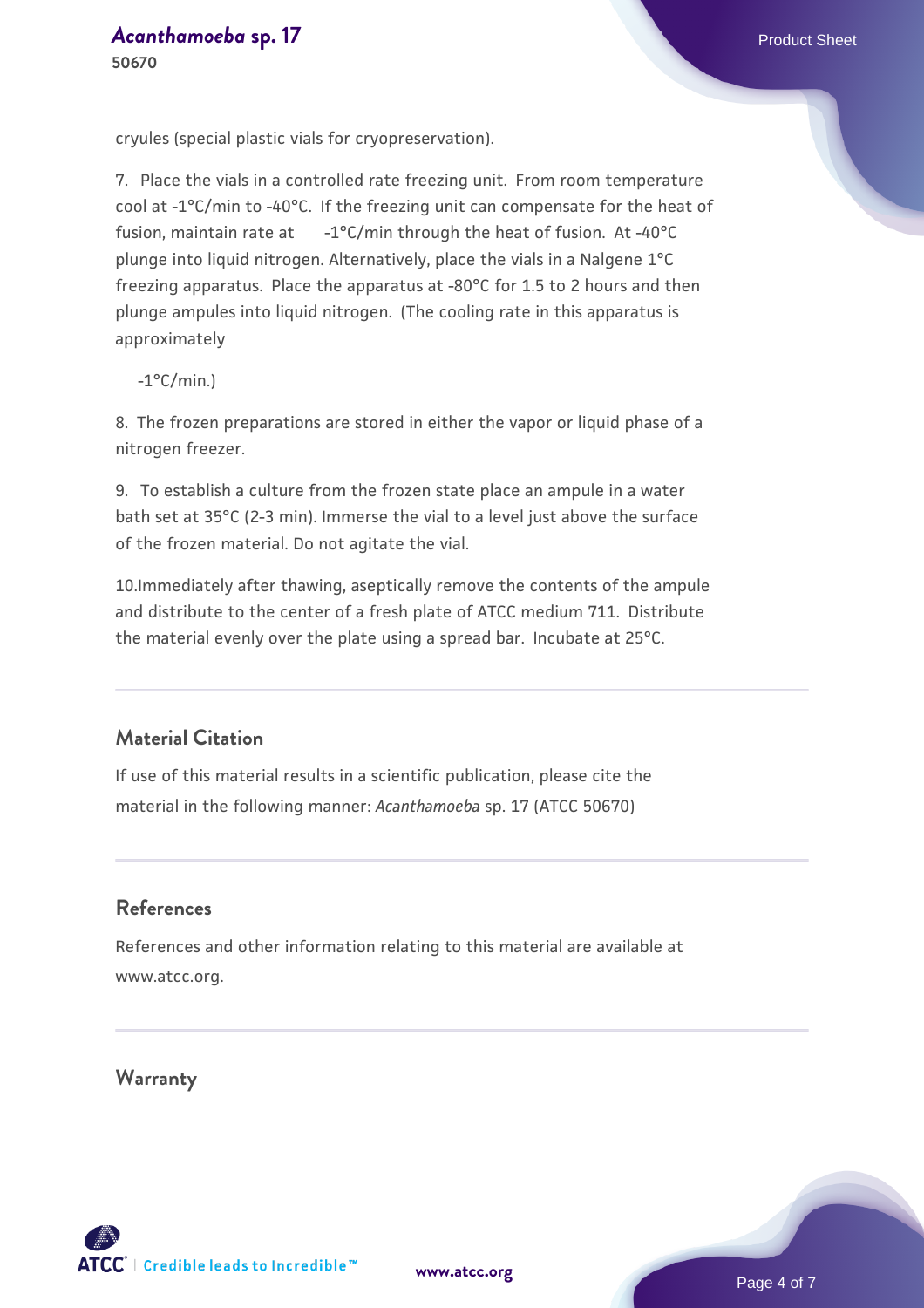cryules (special plastic vials for cryopreservation).

7. Place the vials in a controlled rate freezing unit. From room temperature cool at -1°C/min to -40°C. If the freezing unit can compensate for the heat of fusion, maintain rate at -1°C/min through the heat of fusion. At -40°C plunge into liquid nitrogen. Alternatively, place the vials in a Nalgene 1°C freezing apparatus. Place the apparatus at -80°C for 1.5 to 2 hours and then plunge ampules into liquid nitrogen. (The cooling rate in this apparatus is approximately

-1°C/min.)

8. The frozen preparations are stored in either the vapor or liquid phase of a nitrogen freezer.

9. To establish a culture from the frozen state place an ampule in a water bath set at 35°C (2-3 min). Immerse the vial to a level just above the surface of the frozen material. Do not agitate the vial.

10. Immediately after thawing, aseptically remove the contents of the ampule and distribute to the center of a fresh plate of ATCC medium 711. Distribute the material evenly over the plate using a spread bar. Incubate at 25°C.

## Material Citation

If use of this material results in a scientific publication, please cite the material in the following manner: *Acanthamoeba* sp. 17 (ATCC 50670)

## References

References and other information relating to this material are available at www.atcc.org.

## Warranty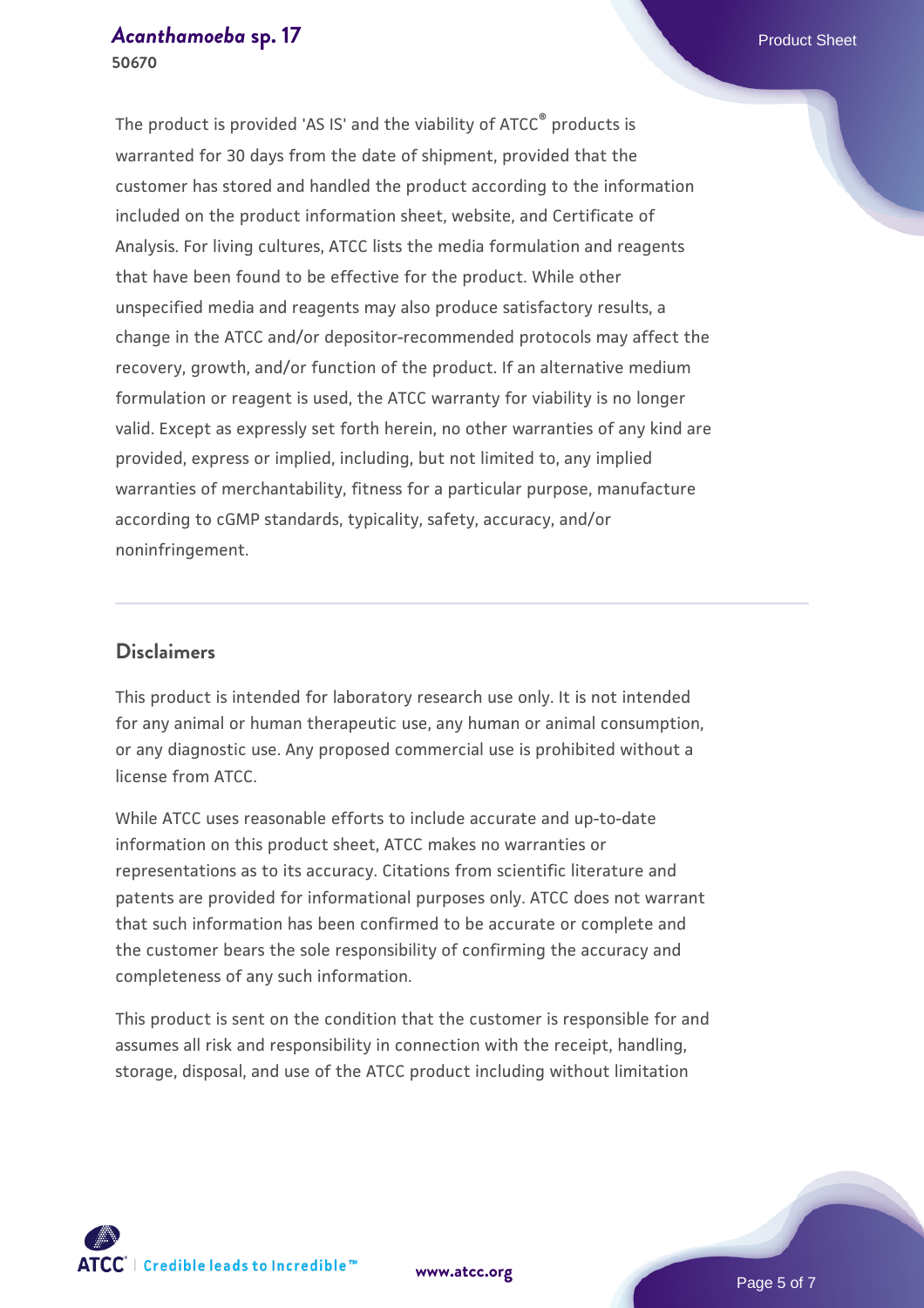The product is provided 'AS IS' and the viability of ATCC® products is warranted for 30 days from the date of shipment, provided that the customer has stored and handled the product according to the information included on the product information sheet, website, and Certificate of Analysis. For living cultures, ATCC lists the media formulation and reagents that have been found to be effective for the product. While other unspecified media and reagents may also produce satisfactory results, a change in the ATCC and/or depositor-recommended protocols may affect the recovery, growth, and/or function of the product. If an alternative medium formulation or reagent is used, the ATCC warranty for viability is no longer valid. Except as expressly set forth herein, no other warranties of any kind are provided, express or implied, including, but not limited to, any implied warranties of merchantability, fitness for a particular purpose, manufacture according to cGMP standards, typicality, safety, accuracy, and/or noninfringement.

## Disclaimers

This product is intended for laboratory research use only. It is not intended for any animal or human therapeutic use, any human or animal consumption, or any diagnostic use. Any proposed commercial use is prohibited without a license from ATCC.

While ATCC uses reasonable efforts to include accurate and up-to-date information on this product sheet, ATCC makes no warranties or representations as to its accuracy. Citations from scientific literature and patents are provided for informational purposes only. ATCC does not warrant that such information has been confirmed to be accurate or complete and the customer bears the sole responsibility of confirming the accuracy and completeness of any such information.

This product is sent on the condition that the customer is responsible for and assumes all risk and responsibility in connection with the receipt, handling, storage, disposal, and use of the ATCC product including without limitation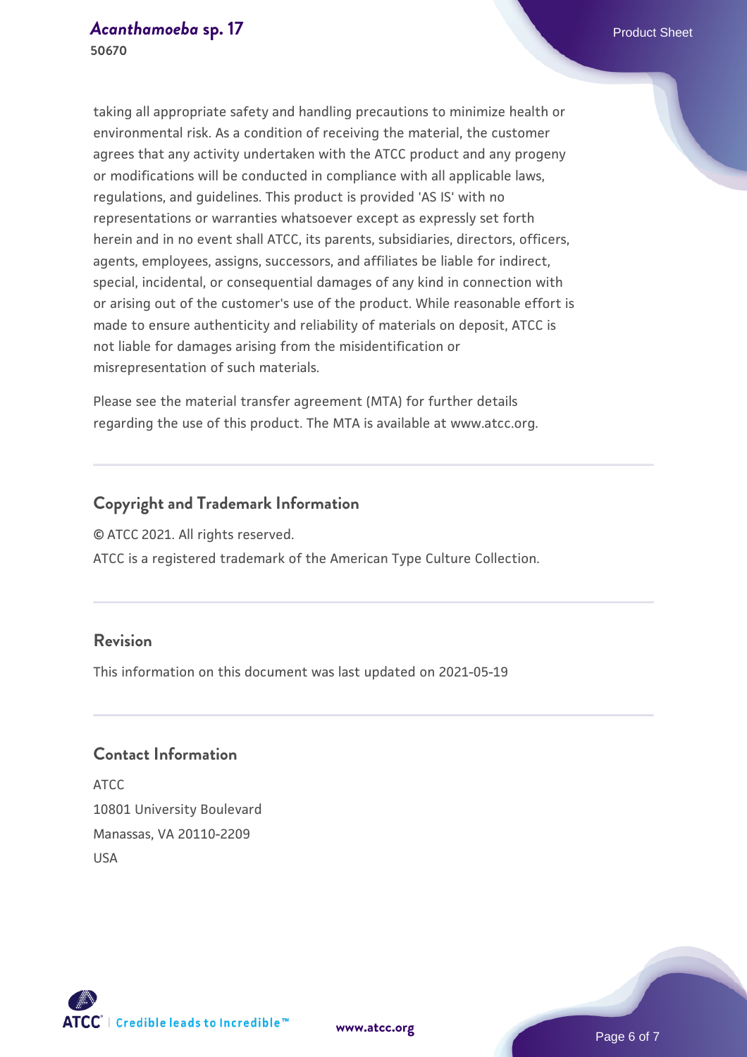taking all appropriate safety and handling precautions to minimize health or environmental risk. As a condition of receiving the material, the customer agrees that any activity undertaken with the ATCC product and any progeny or modifications will be conducted in compliance with all applicable laws, regulations, and guidelines. This product is provided 'AS IS' with no representations or warranties whatsoever except as expressly set forth herein and in no event shall ATCC, its parents, subsidiaries, directors, officers, agents, employees, assigns, successors, and affiliates be liable for indirect, special, incidental, or consequential damages of any kind in connection with or arising out of the customer's use of the product. While reasonable effort is made to ensure authenticity and reliability of materials on deposit, ATCC is not liable for damages arising from the misidentification or misrepresentation of such materials.

Please see the material transfer agreement (MTA) for further details regarding the use of this product. The MTA is available at www.atcc.org.

## Copyright and Trademark Information

© ATCC 2021. All rights reserved.
ATCC is a registered trademark of the American Type Culture Collection.

## Revision

This information on this document was last updated on 2021-05-19

## Contact Information

ATCC
10801 University Boulevard
Manassas, VA 20110-2209
USA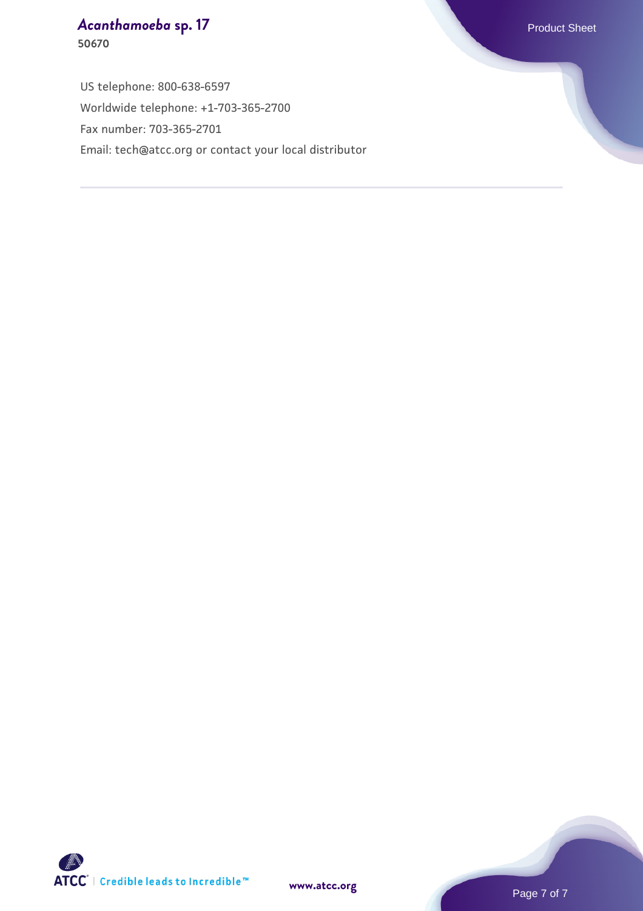US telephone: 800-638-6597

Worldwide telephone: +1-703-365-2700

Fax number: 703-365-2701

Email: tech@atcc.org or contact your local distributor